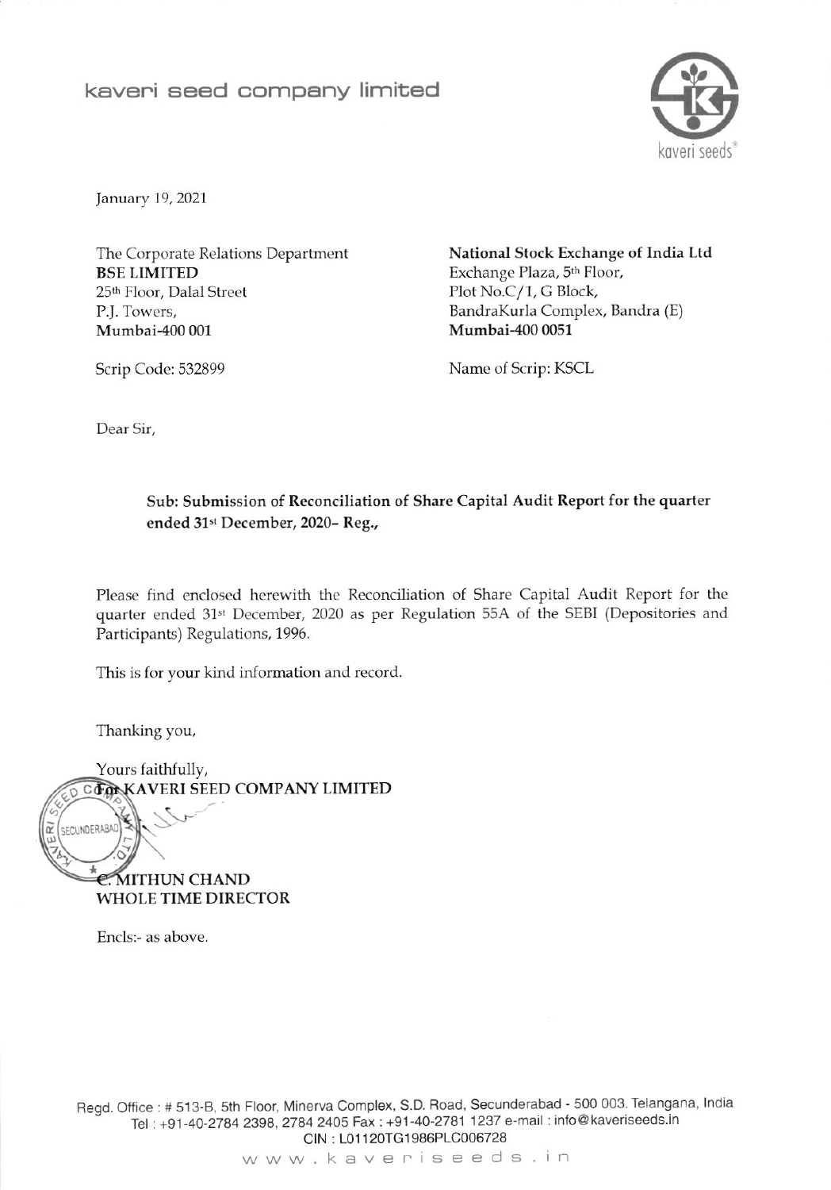# kaveri seed company limited

January 19, 2021

The Corporate Relations Department
**BSE LIMITED**
25th Floor, Dalal Street
P.J. Towers,
**Mumbai-400 001**

Scrip Code: 532899

**National Stock Exchange of India Ltd**
Exchange Plaza, 5th Floor,
Plot No.C/1, G Block,
BandraKurla Complex, Bandra (E)
**Mumbai-400 0051**

Name of Scrip: KSCL

Dear Sir,

**Sub: Submission of Reconciliation of Share Capital Audit Report for the quarter ended 31st December, 2020– Reg.,**

Please find enclosed herewith the Reconciliation of Share Capital Audit Report for the quarter ended 31st December, 2020 as per Regulation 55A of the SEBI (Depositories and Participants) Regulations, 1996.

This is for your kind information and record.

Thanking you,

Yours faithfully,
**For KAVERI SEED COMPANY LIMITED**

**C. MITHUN CHAND**
**WHOLE TIME DIRECTOR**

Encls:- as above.

Regd. Office : # 513-B, 5th Floor, Minerva Complex, S.D. Road, Secunderabad - 500 003. Telangana, India
Tel : +91-40-2784 2398, 2784 2405 Fax : +91-40-2781 1237 e-mail : info@kaveriseeds.in
CIN : L01120TG1986PLC006728
www.kaveriseeds.in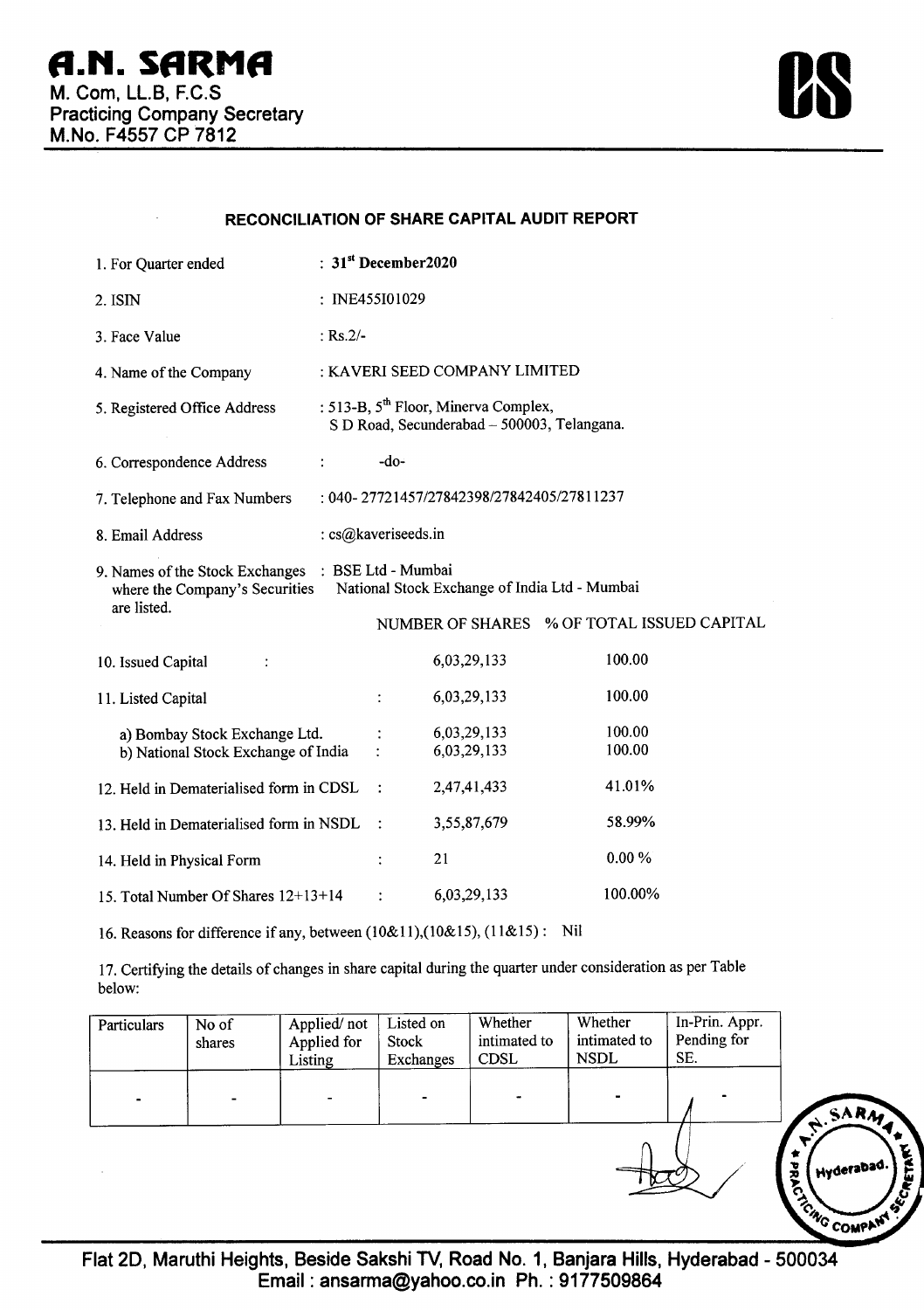# A.N. SARMA

M. Com, LL.B, F.C.S
Practicing Company Secretary
M.No. F4557 CP 7812

## RECONCILIATION OF SHARE CAPITAL AUDIT REPORT

1. For Quarter ended : 31st December2020
2. ISIN : INE455I01029
3. Face Value : Rs.2/-
4. Name of the Company : KAVERI SEED COMPANY LIMITED
5. Registered Office Address : 513-B, 5th Floor, Minerva Complex, S D Road, Secunderabad – 500003, Telangana.
6. Correspondence Address : -do-
7. Telephone and Fax Numbers : 040- 27721457/27842398/27842405/27811237
8. Email Address : cs@kaveriseeds.in
9. Names of the Stock Exchanges where the Company's Securities are listed. : BSE Ltd - Mumbai
   National Stock Exchange of India Ltd - Mumbai

| | NUMBER OF SHARES | % OF TOTAL ISSUED CAPITAL |
|---|---|---|
| 10. Issued Capital : | 6,03,29,133 | 100.00 |
| 11. Listed Capital : | 6,03,29,133 | 100.00 |
| a) Bombay Stock Exchange Ltd. : | 6,03,29,133 | 100.00 |
| b) National Stock Exchange of India : | 6,03,29,133 | 100.00 |
| 12. Held in Dematerialised form in CDSL : | 2,47,41,433 | 41.01% |
| 13. Held in Dematerialised form in NSDL : | 3,55,87,679 | 58.99% |
| 14. Held in Physical Form : | 21 | 0.00 % |
| 15. Total Number Of Shares 12+13+14 : | 6,03,29,133 | 100.00% |

16. Reasons for difference if any, between (10&11),(10&15), (11&15) : Nil

17. Certifying the details of changes in share capital during the quarter under consideration as per Table below:

| Particulars | No of shares | Applied/ not Applied for Listing | Listed on Stock Exchanges | Whether intimated to CDSL | Whether intimated to NSDL | In-Prin. Appr. Pending for SE. |
|---|---|---|---|---|---|---|
| - | - | - | - | - | - | - |

Flat 2D, Maruthi Heights, Beside Sakshi TV, Road No. 1, Banjara Hills, Hyderabad - 500034
Email : ansarma@yahoo.co.in Ph. : 9177509864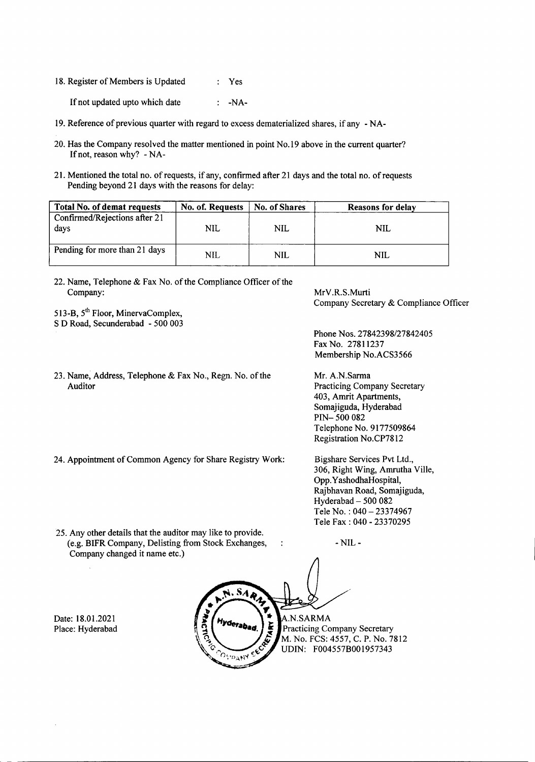18. Register of Members is Updated : Yes

If not updated upto which date : -NA-

19. Reference of previous quarter with regard to excess dematerialized shares, if any - NA-

20. Has the Company resolved the matter mentioned in point No.19 above in the current quarter? If not, reason why? - NA-

21. Mentioned the total no. of requests, if any, confirmed after 21 days and the total no. of requests Pending beyond 21 days with the reasons for delay:

| Total No. of demat requests | No. of. Requests | No. of Shares | Reasons for delay |
|---|---|---|---|
| Confirmed/Rejections after 21 days | NIL | NIL | NIL |
| Pending for more than 21 days | NIL | NIL | NIL |

22. Name, Telephone & Fax No. of the Compliance Officer of the Company:

MrV.R.S.Murti
Company Secretary & Compliance Officer

513-B, 5th Floor, MinervaComplex,
S D Road, Secunderabad - 500 003

Phone Nos. 27842398/27842405
Fax No. 27811237
Membership No.ACS3566

23. Name, Address, Telephone & Fax No., Regn. No. of the Auditor

Mr. A.N.Sarma
Practicing Company Secretary
403, Amrit Apartments,
Somajiguda, Hyderabad
PIN– 500 082
Telephone No. 9177509864
Registration No.CP7812

24. Appointment of Common Agency for Share Registry Work:

Bigshare Services Pvt Ltd.,
306, Right Wing, Amrutha Ville,
Opp.YashodhaHospital,
Rajbhavan Road, Somajiguda,
Hyderabad – 500 082
Tele No. : 040 – 23374967
Tele Fax : 040 - 23370295

25. Any other details that the auditor may like to provide. (e.g. BIFR Company, Delisting from Stock Exchanges, Company changed it name etc.) : - NIL -

Date: 18.01.2021
Place: Hyderabad

A.N.SARMA
Practicing Company Secretary
M. No. FCS: 4557, C. P. No. 7812
UDIN: F004557B001957343